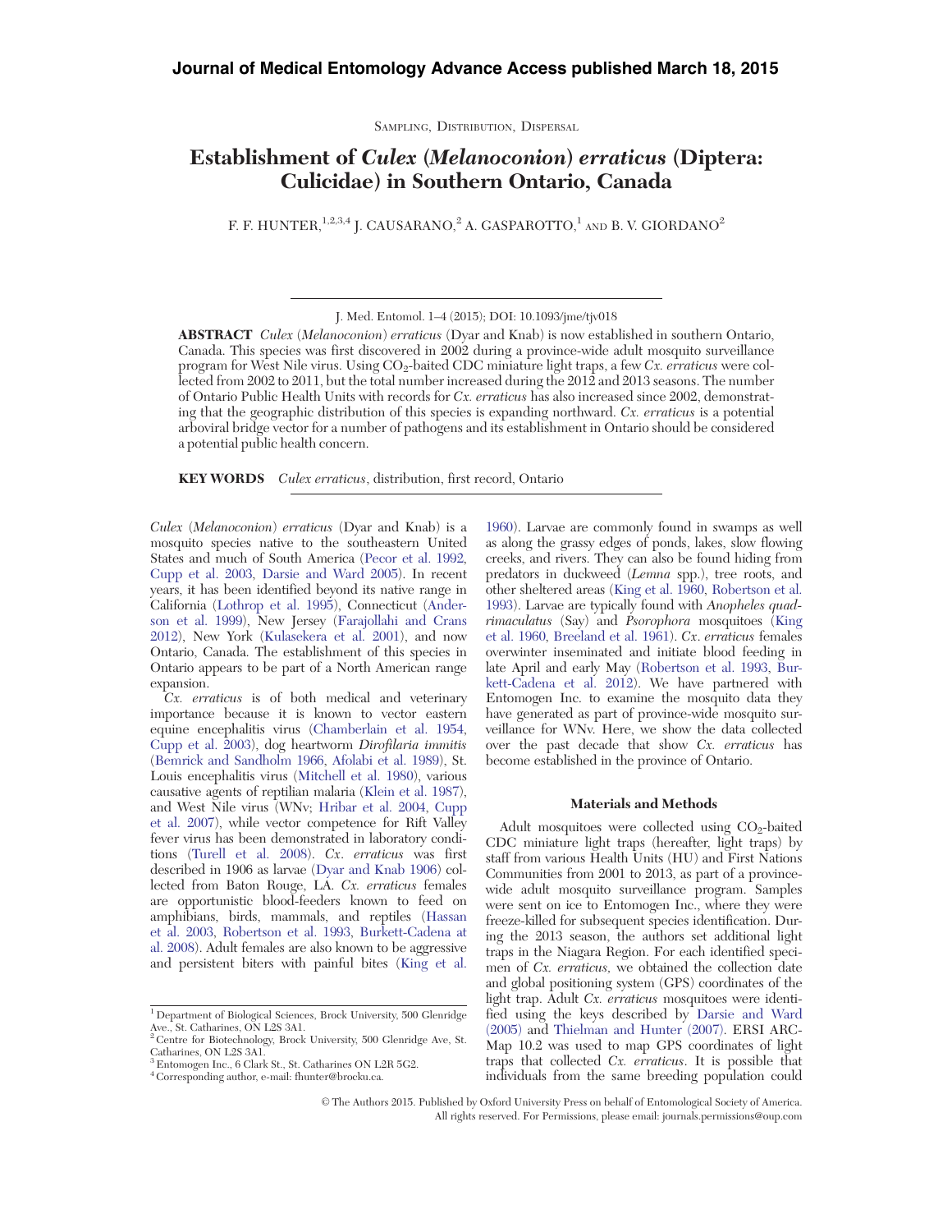Sampling, Distribution, Dispersal

# Establishment of *Culex* (*Melanoconion*) *erraticus* (Diptera: Culicidae) in Southern Ontario, Canada

F. F. HUNTER,[1,2,3,4] J. CAUSARANO,[2] A. GASPAROTTO,[1] and B. V. GIORDANO[2]

J. Med. Entomol. 1–4 (2015); DOI: 10.1093/jme/tjv018

**ABSTRACT** *Culex* (*Melanoconion*) *erraticus* (Dyar and Knab) is now established in southern Ontario, Canada. This species was first discovered in 2002 during a province-wide adult mosquito surveillance program for West Nile virus. Using $CO_2$-baited CDC miniature light traps, a few *Cx. erraticus* were collected from 2002 to 2011, but the total number increased during the 2012 and 2013 seasons. The number of Ontario Public Health Units with records for *Cx. erraticus* has also increased since 2002, demonstrating that the geographic distribution of this species is expanding northward. *Cx. erraticus* is a potential arboviral bridge vector for a number of pathogens and its establishment in Ontario should be considered a potential public health concern.

**KEY WORDS** *Culex erraticus*, distribution, first record, Ontario

*Culex* (*Melanoconion*) *erraticus* (Dyar and Knab) is a mosquito species native to the southeastern United States and much of South America (Pecor et al. 1992, Cupp et al. 2003, Darsie and Ward 2005). In recent years, it has been identified beyond its native range in California (Lothrop et al. 1995), Connecticut (Anderson et al. 1999), New Jersey (Farajollahi and Crans 2012), New York (Kulasekera et al. 2001), and now Ontario, Canada. The establishment of this species in Ontario appears to be part of a North American range expansion.

*Cx. erraticus* is of both medical and veterinary importance because it is known to vector eastern equine encephalitis virus (Chamberlain et al. 1954, Cupp et al. 2003), dog heartworm *Dirofilaria immitis* (Bemrick and Sandholm 1966, Afolabi et al. 1989), St. Louis encephalitis virus (Mitchell et al. 1980), various causative agents of reptilian malaria (Klein et al. 1987), and West Nile virus (WNv; Hribar et al. 2004, Cupp et al. 2007), while vector competence for Rift Valley fever virus has been demonstrated in laboratory conditions (Turell et al. 2008). *Cx. erraticus* was first described in 1906 as larvae (Dyar and Knab 1906) collected from Baton Rouge, LA. *Cx. erraticus* females are opportunistic blood-feeders known to feed on amphibians, birds, mammals, and reptiles (Hassan et al. 2003, Robertson et al. 1993, Burkett-Cadena at al. 2008). Adult females are also known to be aggressive and persistent biters with painful bites (King et al. 1960). Larvae are commonly found in swamps as well as along the grassy edges of ponds, lakes, slow flowing creeks, and rivers. They can also be found hiding from predators in duckweed (*Lemna* spp.), tree roots, and other sheltered areas (King et al. 1960, Robertson et al. 1993). Larvae are typically found with *Anopheles quadrimaculatus* (Say) and *Psorophora* mosquitoes (King et al. 1960, Breeland et al. 1961). *Cx. erraticus* females overwinter inseminated and initiate blood feeding in late April and early May (Robertson et al. 1993, Burkett-Cadena et al. 2012). We have partnered with Entomogen Inc. to examine the mosquito data they have generated as part of province-wide mosquito surveillance for WNv. Here, we show the data collected over the past decade that show *Cx. erraticus* has become established in the province of Ontario.

## Materials and Methods

Adult mosquitoes were collected using $CO_2$-baited CDC miniature light traps (hereafter, light traps) by staff from various Health Units (HU) and First Nations Communities from 2001 to 2013, as part of a province-wide adult mosquito surveillance program. Samples were sent on ice to Entomogen Inc., where they were freeze-killed for subsequent species identification. During the 2013 season, the authors set additional light traps in the Niagara Region. For each identified specimen of *Cx. erraticus*, we obtained the collection date and global positioning system (GPS) coordinates of the light trap. Adult *Cx. erraticus* mosquitoes were identified using the keys described by Darsie and Ward (2005) and Thielman and Hunter (2007). ERSI ARC-Map 10.2 was used to map GPS coordinates of light traps that collected *Cx. erraticus*. It is possible that individuals from the same breeding population could

[1] Department of Biological Sciences, Brock University, 500 Glenridge Ave., St. Catharines, ON L2S 3A1.

[2] Centre for Biotechnology, Brock University, 500 Glenridge Ave, St. Catharines, ON L2S 3A1.

[3] Entomogen Inc., 6 Clark St., St. Catharines ON L2R 5G2.

[4] Corresponding author, e-mail: fhunter@brocku.ca.

© The Authors 2015. Published by Oxford University Press on behalf of Entomological Society of America. All rights reserved. For Permissions, please email: journals.permissions@oup.com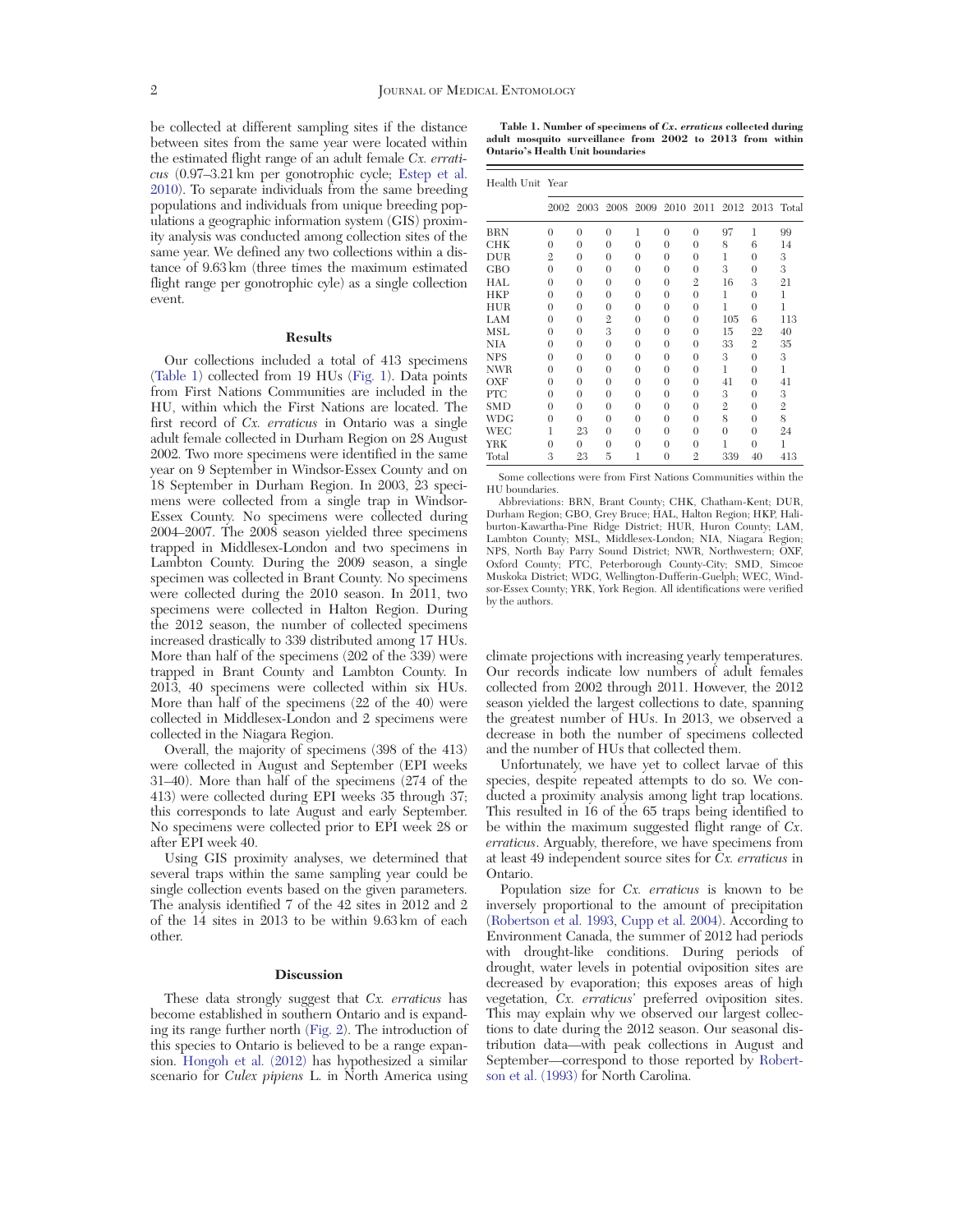be collected at different sampling sites if the distance between sites from the same year were located within the estimated flight range of an adult female *Cx. erraticus* (0.97–3.21 km per gonotrophic cycle; Estep et al. 2010). To separate individuals from the same breeding populations and individuals from unique breeding populations a geographic information system (GIS) proximity analysis was conducted among collection sites of the same year. We defined any two collections within a distance of 9.63 km (three times the maximum estimated flight range per gonotrophic cyle) as a single collection event.

## Results

Our collections included a total of 413 specimens (Table 1) collected from 19 HUs (Fig. 1). Data points from First Nations Communities are included in the HU, within which the First Nations are located. The first record of *Cx. erraticus* in Ontario was a single adult female collected in Durham Region on 28 August 2002. Two more specimens were identified in the same year on 9 September in Windsor-Essex County and on 18 September in Durham Region. In 2003, 23 specimens were collected from a single trap in Windsor-Essex County. No specimens were collected during 2004–2007. The 2008 season yielded three specimens trapped in Middlesex-London and two specimens in Lambton County. During the 2009 season, a single specimen was collected in Brant County. No specimens were collected during the 2010 season. In 2011, two specimens were collected in Halton Region. During the 2012 season, the number of collected specimens increased drastically to 339 distributed among 17 HUs. More than half of the specimens (202 of the 339) were trapped in Brant County and Lambton County. In 2013, 40 specimens were collected within six HUs. More than half of the specimens (22 of the 40) were collected in Middlesex-London and 2 specimens were collected in the Niagara Region.

Overall, the majority of specimens (398 of the 413) were collected in August and September (EPI weeks 31–40). More than half of the specimens (274 of the 413) were collected during EPI weeks 35 through 37; this corresponds to late August and early September. No specimens were collected prior to EPI week 28 or after EPI week 40.

Using GIS proximity analyses, we determined that several traps within the same sampling year could be single collection events based on the given parameters. The analysis identified 7 of the 42 sites in 2012 and 2 of the 14 sites in 2013 to be within 9.63 km of each other.

## Discussion

These data strongly suggest that *Cx. erraticus* has become established in southern Ontario and is expanding its range further north (Fig. 2). The introduction of this species to Ontario is believed to be a range expansion. Hongoh et al. (2012) has hypothesized a similar scenario for *Culex pipiens* L. in North America using climate projections with increasing yearly temperatures. Our records indicate low numbers of adult females collected from 2002 through 2011. However, the 2012 season yielded the largest collections to date, spanning the greatest number of HUs. In 2013, we observed a decrease in both the number of specimens collected and the number of HUs that collected them.

Unfortunately, we have yet to collect larvae of this species, despite repeated attempts to do so. We conducted a proximity analysis among light trap locations. This resulted in 16 of the 65 traps being identified to be within the maximum suggested flight range of *Cx. erraticus*. Arguably, therefore, we have specimens from at least 49 independent source sites for *Cx. erraticus* in Ontario.

Population size for *Cx. erraticus* is known to be inversely proportional to the amount of precipitation (Robertson et al. 1993, Cupp et al. 2004). According to Environment Canada, the summer of 2012 had periods with drought-like conditions. During periods of drought, water levels in potential oviposition sites are decreased by evaporation; this exposes areas of high vegetation, *Cx. erraticus*' preferred oviposition sites. This may explain why we observed our largest collections to date during the 2012 season. Our seasonal distribution data—with peak collections in August and September—correspond to those reported by Robertson et al. (1993) for North Carolina.

**Table 1. Number of specimens of *Cx. erraticus* collected during adult mosquito surveillance from 2002 to 2013 from within Ontario's Health Unit boundaries**

| Health Unit | Year | | | | | | | | |
|---|---|---|---|---|---|---|---|---|---|
| | 2002 | 2003 | 2008 | 2009 | 2010 | 2011 | 2012 | 2013 | Total |
| BRN | 0 | 0 | 0 | 1 | 0 | 0 | 97 | 1 | 99 |
| CHK | 0 | 0 | 0 | 0 | 0 | 0 | 8 | 6 | 14 |
| DUR | 2 | 0 | 0 | 0 | 0 | 0 | 1 | 0 | 3 |
| GBO | 0 | 0 | 0 | 0 | 0 | 0 | 3 | 0 | 3 |
| HAL | 0 | 0 | 0 | 0 | 0 | 2 | 16 | 3 | 21 |
| HKP | 0 | 0 | 0 | 0 | 0 | 0 | 1 | 0 | 1 |
| HUR | 0 | 0 | 0 | 0 | 0 | 0 | 1 | 0 | 1 |
| LAM | 0 | 0 | 2 | 0 | 0 | 0 | 105 | 6 | 113 |
| MSL | 0 | 0 | 3 | 0 | 0 | 0 | 15 | 22 | 40 |
| NIA | 0 | 0 | 0 | 0 | 0 | 0 | 33 | 2 | 35 |
| NPS | 0 | 0 | 0 | 0 | 0 | 0 | 3 | 0 | 3 |
| NWR | 0 | 0 | 0 | 0 | 0 | 0 | 1 | 0 | 1 |
| OXF | 0 | 0 | 0 | 0 | 0 | 0 | 41 | 0 | 41 |
| PTC | 0 | 0 | 0 | 0 | 0 | 0 | 3 | 0 | 3 |
| SMD | 0 | 0 | 0 | 0 | 0 | 0 | 2 | 0 | 2 |
| WDG | 0 | 0 | 0 | 0 | 0 | 0 | 8 | 0 | 8 |
| WEC | 1 | 23 | 0 | 0 | 0 | 0 | 0 | 0 | 24 |
| YRK | 0 | 0 | 0 | 0 | 0 | 0 | 1 | 0 | 1 |
| Total | 3 | 23 | 5 | 1 | 0 | 2 | 339 | 40 | 413 |

Some collections were from First Nations Communities within the HU boundaries.

Abbreviations: BRN, Brant County; CHK, Chatham-Kent; DUR, Durham Region; GBO, Grey Bruce; HAL, Halton Region; HKP, Haliburton-Kawartha-Pine Ridge District; HUR, Huron County; LAM, Lambton County; MSL, Middlesex-London; NIA, Niagara Region; NPS, North Bay Parry Sound District; NWR, Northwestern; OXF, Oxford County; PTC, Peterborough County-City; SMD, Simcoe Muskoka District; WDG, Wellington-Dufferin-Guelph; WEC, Windsor-Essex County; YRK, York Region. All identifications were verified by the authors.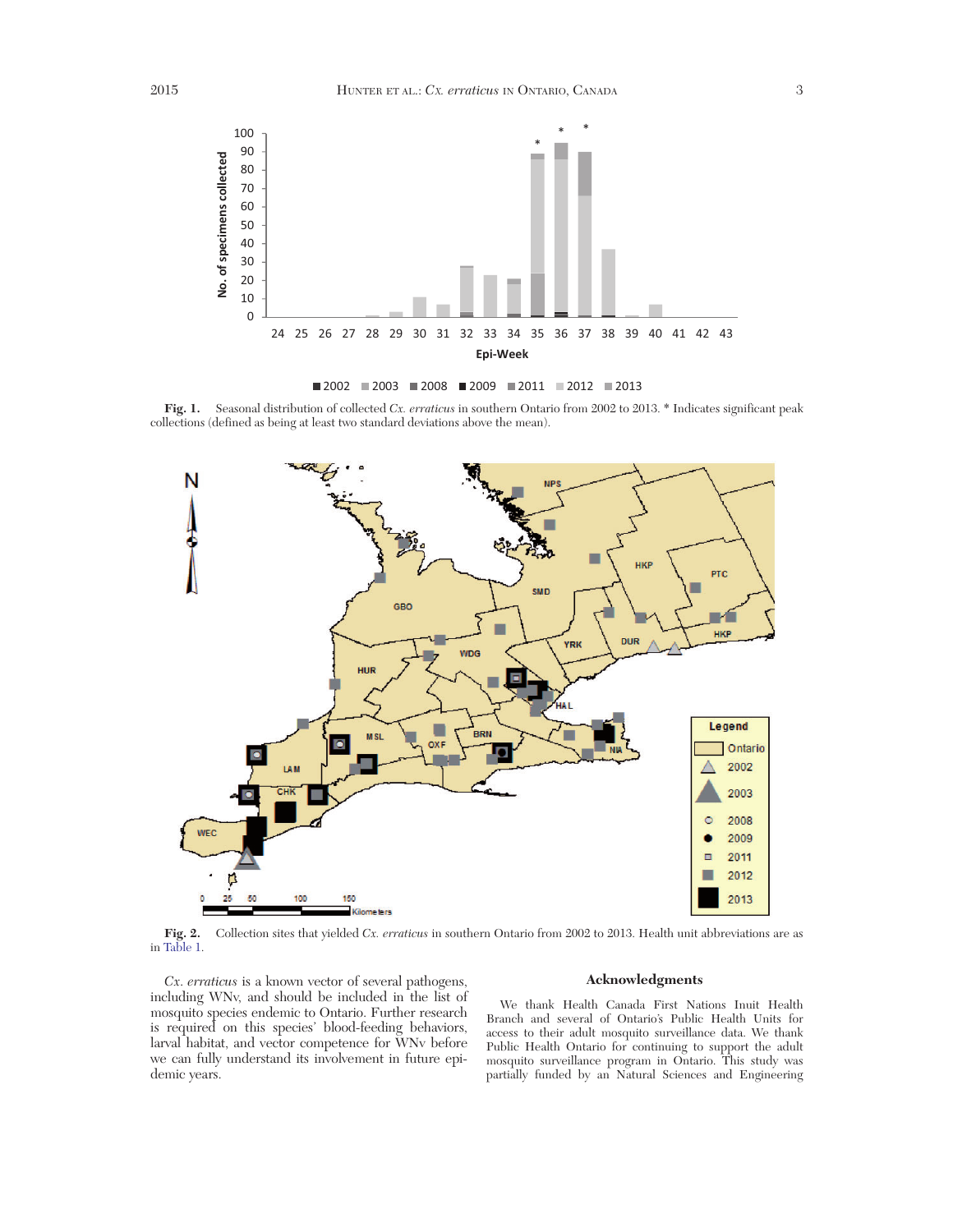No. of specimens collected

100
90
80
70
60
50
40
30
20
10
0

\* \* \*

24 25 26 27 28 29 30 31 32 33 34 35 36 37 38 39 40 41 42 43

Epi-Week

■2002 ■2003 ■2008 ■2009 ■2011 ■2012 ■2013

**Fig. 1.** Seasonal distribution of collected *Cx. erraticus* in southern Ontario from 2002 to 2013. * Indicates significant peak collections (defined as being at least two standard deviations above the mean).

N

NPS
HKP
PTC
SMD
GBO
YRK
DUR
HKP
WDG
HUR
HAL
NIA
MSL
OXF
BRN
LAM
CHK
WEC

Legend
Ontario
2002
2003
2008
2009
2011
2012
2013

0 25 50 100 150 Kilometers

**Fig. 2.** Collection sites that yielded *Cx. erraticus* in southern Ontario from 2002 to 2013. Health unit abbreviations are as in Table 1.

*Cx. erraticus* is a known vector of several pathogens, including WNv, and should be included in the list of mosquito species endemic to Ontario. Further research is required on this species' blood-feeding behaviors, larval habitat, and vector competence for WNv before we can fully understand its involvement in future epidemic years.

## Acknowledgments

We thank Health Canada First Nations Inuit Health Branch and several of Ontario's Public Health Units for access to their adult mosquito surveillance data. We thank Public Health Ontario for continuing to support the adult mosquito surveillance program in Ontario. This study was partially funded by an Natural Sciences and Engineering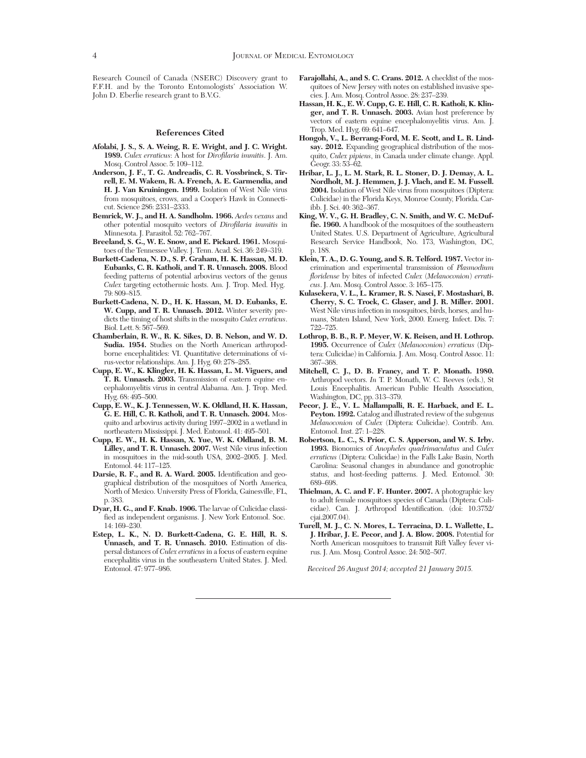Research Council of Canada (NSERC) Discovery grant to F.F.H. and by the Toronto Entomologists' Association W. John D. Eberlie research grant to B.V.G.

## References Cited

**Afolabi, J. S., S. A. Weing, R. E. Wright, and J. C. Wright. 1989.** *Culex erraticus*: A host for *Dirofilaria immitis*. J. Am. Mosq. Control Assoc. 5: 109–112.

**Anderson, J. F., T. G. Andreadis, C. R. Vossbrinck, S. Tirrell, E. M. Wakem, R. A. French, A. E. Garmendia, and H. J. Van Kruiningen. 1999.** Isolation of West Nile virus from mosquitoes, crows, and a Cooper's Hawk in Connecticut. Science 286: 2331–2333.

**Bemrick, W. J., and H. A. Sandholm. 1966.** *Aedes vexans* and other potential mosquito vectors of *Dirofilaria immitis* in Minnesota. J. Parasitol. 52: 762–767.

**Breeland, S. G., W. E. Snow, and E. Pickard. 1961.** Mosquitoes of the Tennessee Valley. J. Tenn. Acad. Sci. 36: 249–319.

**Burkett-Cadena, N. D., S. P. Graham, H. K. Hassan, M. D. Eubanks, C. R. Katholi, and T. R. Unnasch. 2008.** Blood feeding patterns of potential arbovirus vectors of the genus *Culex* targeting ectothermic hosts. Am. J. Trop. Med. Hyg. 79: 809–815.

**Burkett-Cadena, N. D., H. K. Hassan, M. D. Eubanks, E. W. Cupp, and T. R. Unnasch. 2012.** Winter severity predicts the timing of host shifts in the mosquito *Culex erraticus*. Biol. Lett. 8: 567–569.

**Chamberlain, R. W., R. K. Sikes, D. B. Nelson, and W. D. Sudia. 1954.** Studies on the North American arthropod-borne encephalitides: VI. Quantitative determinations of virus-vector relationships. Am. J. Hyg. 60: 278–285.

**Cupp, E. W., K. Klingler, H. K. Hassan, L. M. Viguers, and T. R. Unnasch. 2003.** Transmission of eastern equine encephalomyelitis virus in central Alabama. Am. J. Trop. Med. Hyg. 68: 495–500.

**Cupp, E. W., K. J. Tennessen, W. K. Oldland, H. K. Hassan, G. E. Hill, C. R. Katholi, and T. R. Unnasch. 2004.** Mosquito and arbovirus activity during 1997–2002 in a wetland in northeastern Mississippi. J. Med. Entomol. 41: 495–501.

**Cupp, E. W., H. K. Hassan, X. Yue, W. K. Oldland, B. M. Lilley, and T. R. Unnasch. 2007.** West Nile virus infection in mosquitoes in the mid-south USA, 2002–2005. J. Med. Entomol. 44: 117–125.

**Darsie, R. F., and R. A. Ward. 2005.** Identification and geographical distribution of the mosquitoes of North America, North of Mexico. University Press of Florida, Gainesville, FL, p. 383.

**Dyar, H. G., and F. Knab. 1906.** The larvae of Culicidae classified as independent organisms. J. New York Entomol. Soc. 14: 169–230.

**Estep, L. K., N. D. Burkett-Cadena, G. E. Hill, R. S. Unnasch, and T. R. Unnasch. 2010.** Estimation of dispersal distances of *Culex erraticus* in a focus of eastern equine encephalitis virus in the southeastern United States. J. Med. Entomol. 47: 977–986.

**Farajollahi, A., and S. C. Crans. 2012.** A checklist of the mosquitoes of New Jersey with notes on established invasive species. J. Am. Mosq. Control Assoc. 28: 237–239.

**Hassan, H. K., E. W. Cupp, G. E. Hill, C. R. Katholi, K. Klinger, and T. R. Unnasch. 2003.** Avian host preference by vectors of eastern equine encephalomyelitis virus. Am. J. Trop. Med. Hyg. 69: 641–647.

**Hongoh, V., L. Berrang-Ford, M. E. Scott, and L. R. Lindsay. 2012.** Expanding geographical distribution of the mosquito, *Culex pipiens*, in Canada under climate change. Appl. Geogr. 33: 53–62.

**Hribar, L. J., L. M. Stark, R. L. Stoner, D. J. Demay, A. L. Nordholt, M. J. Hemmen, J. J. Vlach, and E. M. Fussell. 2004.** Isolation of West Nile virus from mosquitoes (Diptera: Culicidae) in the Florida Keys, Monroe County, Florida. Caribb. J. Sci. 40: 362–367.

**King, W. V., G. H. Bradley, C. N. Smith, and W. C. McDuffie. 1960.** A handbook of the mosquitoes of the southeastern United States. U.S. Department of Agriculture, Agricultural Research Service Handbook, No. 173, Washington, DC, p. 188.

**Klein, T. A., D. G. Young, and S. R. Telford. 1987.** Vector incrimination and experimental transmission of *Plasmodium floridense* by bites of infected *Culex* (*Melanoconion*) *erraticus*. J. Am. Mosq. Control Assoc. 3: 165–175.

**Kulasekera, V. L., L. Kramer, R. S. Nasci, F. Mostashari, B. Cherry, S. C. Trock, C. Glaser, and J. R. Miller. 2001.** West Nile virus infection in mosquitoes, birds, horses, and humans, Staten Island, New York, 2000. Emerg. Infect. Dis. 7: 722–725.

**Lothrop, B. B., R. P. Meyer, W. K. Reisen, and H. Lothrop. 1995.** Occurrence of *Culex* (*Melanoconion*) *erraticus* (Diptera: Culicidae) in California. J. Am. Mosq. Control Assoc. 11: 367–368.

**Mitchell, C. J., D. B. Francy, and T. P. Monath. 1980.** Arthropod vectors. *In* T. P. Monath, W. C. Reeves (eds.), St Louis Encephalitis. American Public Health Association, Washington, DC, pp. 313–379.

**Pecor, J. E., V. L. Mallampalli, R. E. Harback, and E. L. Peyton. 1992.** Catalog and illustrated review of the subgenus *Melanoconion* of *Culex* (Diptera: Culicidae). Contrib. Am. Entomol. Inst. 27: 1–228.

**Robertson, L. C., S. Prior, C. S. Apperson, and W. S. Irby. 1993.** Bionomics of *Anopheles quadrimaculatus* and *Culex erraticus* (Diptera: Culicidae) in the Falls Lake Basin, North Carolina: Seasonal changes in abundance and gonotrophic status, and host-feeding patterns. J. Med. Entomol. 30: 689–698.

**Thielman, A. C. and F. F. Hunter. 2007.** A photographic key to adult female mosquitoes species of Canada (Diptera: Culicidae). Can. J. Arthropod Identification. (doi: 10.3752/cjai.2007.04).

**Turell, M. J., C. N. Mores, L. Terracina, D. L. Wallette, L. J. Hribar, J. E. Pecor, and J. A. Blow. 2008.** Potential for North American mosquitoes to transmit Rift Valley fever virus. J. Am. Mosq. Control Assoc. 24: 502–507.

*Received 26 August 2014; accepted 21 January 2015.*